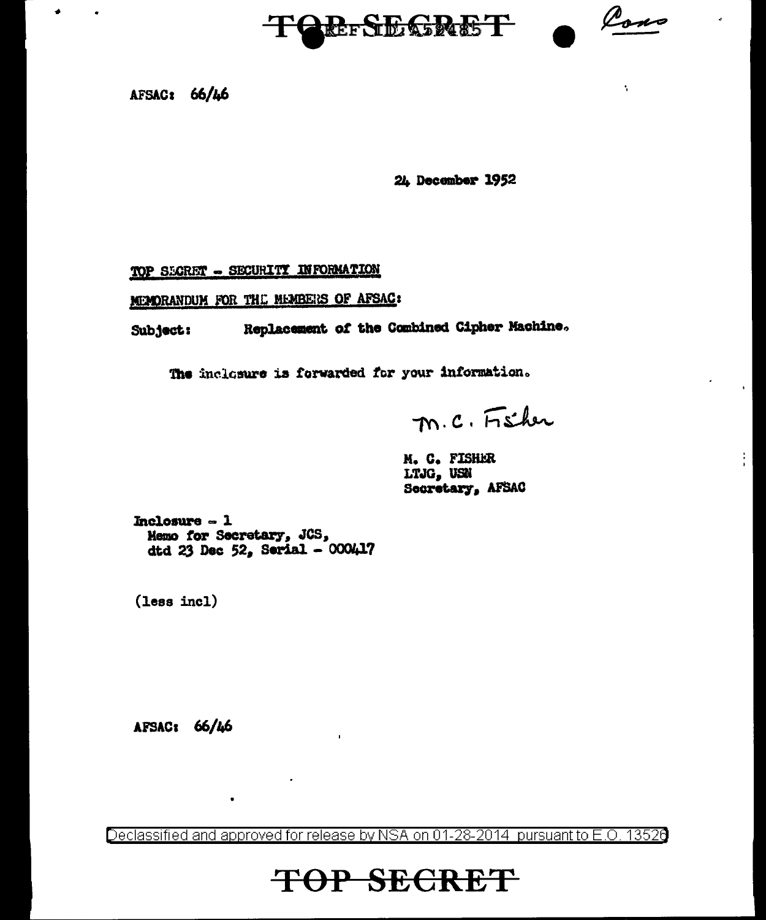AFSAC: 66/46

24 December 1952

TOP SECRET - SECURITY INFORMATION

MEMORANDUM FOR THE MEMBERS OF AFSAC:

Subject: Replacement of the Combined Cipher Machine.

The inclosure is forwarded for your information.

M. C. Fisher

M. C. FISHER
LTJG, USN
Secretary, AFSAC

Inclosure - 1
Memo for Secretary, JCS,
dtd 23 Dec 52, Serial - 000417

(less incl)

AFSAC: 66/46

Declassified and approved for release by NSA on 01-28-2014 pursuant to E.O. 13526

TOP SECRET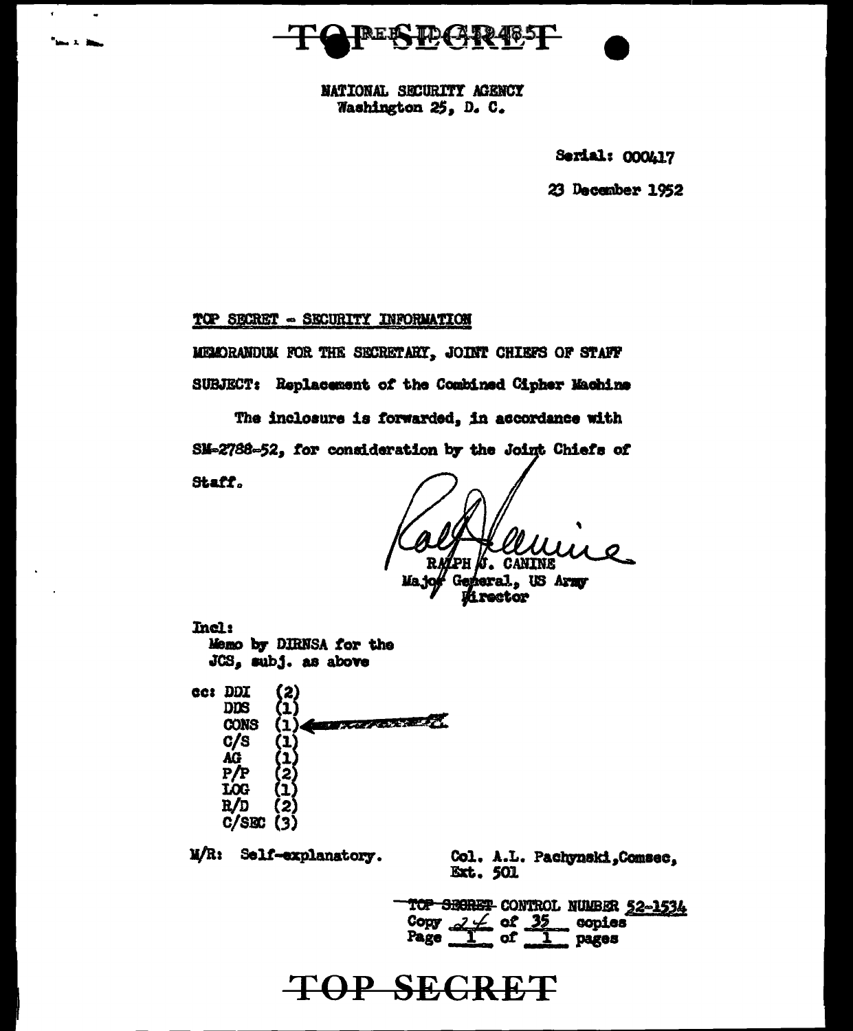TOP SECRET

NATIONAL SECURITY AGENCY
Washington 25, D. C.

Serial: 000417

23 December 1952

TOP SECRET - SECURITY INFORMATION

MEMORANDUM FOR THE SECRETARY, JOINT CHIEFS OF STAFF

SUBJECT: Replacement of the Combined Cipher Machine

The inclosure is forwarded, in accordance with SM-2788-52, for consideration by the Joint Chiefs of Staff.

RALPH J. CANINE
Major General, US Army
Director

Incl:
Memo by DIRNSA for the JCS, subj. as above

cc: DDI (2)
DDS (1)
CONS (1)
C/S (1)
AG (1)
P/P (2)
LOG (1)
R/D (2)
C/SEC (3)

M/R: Self-explanatory.

Col. A.L. Pachynski, Comsec, Ext. 501

TOP SECRET CONTROL NUMBER 52-1534
Copy 24 of 35 copies
Page 1 of 1 pages

TOP SECRET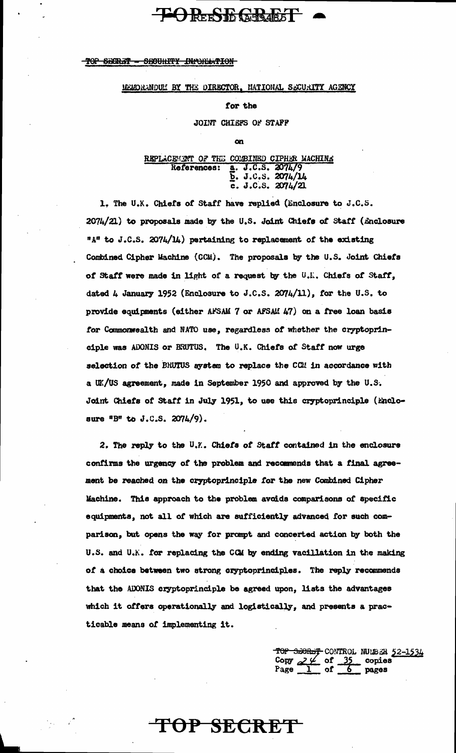TOP SECRET - SECURITY INFORMATION

MEMORANDUM BY THE DIRECTOR, NATIONAL SECURITY AGENCY

for the

JOINT CHIEFS OF STAFF

on

REPLACEMENT OF THE COMBINED CIPHER MACHINE

References: a. J.C.S. 2074/9
b. J.C.S. 2074/14
c. J.C.S. 2074/21

1. The U.K. Chiefs of Staff have replied (Enclosure to J.C.S. 2074/21) to proposals made by the U.S. Joint Chiefs of Staff (Enclosure "A" to J.C.S. 2074/14) pertaining to replacement of the existing Combined Cipher Machine (CCM). The proposals by the U.S. Joint Chiefs of Staff were made in light of a request by the U.K. Chiefs of Staff, dated 4 January 1952 (Enclosure to J.C.S. 2074/11), for the U.S. to provide equipments (either AFSAM 7 or AFSAM 47) on a free loan basis for Commonwealth and NATO use, regardless of whether the cryptoprinciple was ADONIS or BRUTUS. The U.K. Chiefs of Staff now urge selection of the BRUTUS system to replace the CCM in accordance with a UK/US agreement, made in September 1950 and approved by the U.S. Joint Chiefs of Staff in July 1951, to use this cryptoprinciple (Enclosure "B" to J.C.S. 2074/9).

2. The reply to the U.K. Chiefs of Staff contained in the enclosure confirms the urgency of the problem and recommends that a final agreement be reached on the cryptoprinciple for the new Combined Cipher Machine. This approach to the problem avoids comparisons of specific equipments, not all of which are sufficiently advanced for such comparison, but opens the way for prompt and concerted action by both the U.S. and U.K. for replacing the CCM by ending vacillation in the making of a choice between two strong cryptoprinciples. The reply recommends that the ADONIS cryptoprinciple be agreed upon, lists the advantages which it offers operationally and logistically, and presents a practicable means of implementing it.

TOP SECRET CONTROL NUMBER 52-1534
Copy 24 of 35 copies
Page 1 of 6 pages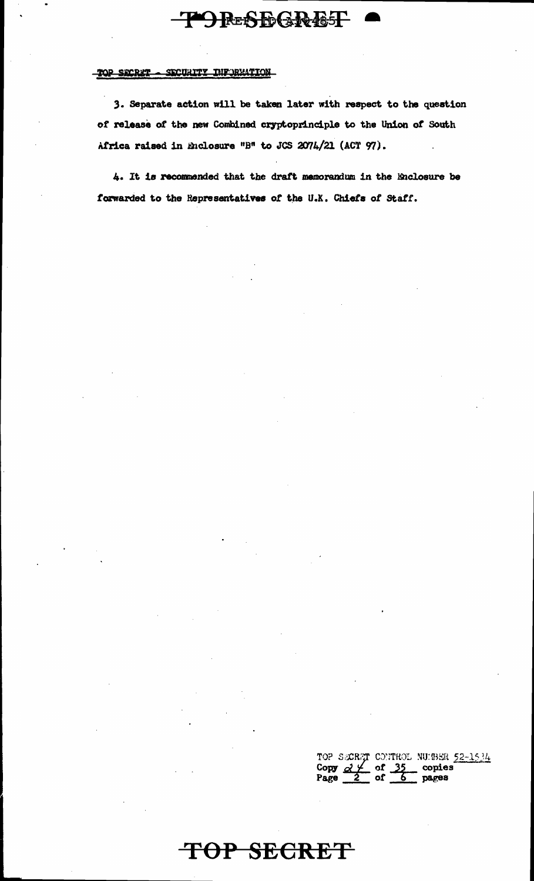TOP SECRET - SECURITY INFORMATION

3. Separate action will be taken later with respect to the question of release of the new Combined cryptoprinciple to the Union of South Africa raised in Enclosure "B" to JCS 2074/21 (ACT 97).

4. It is recommended that the draft memorandum in the Enclosure be forwarded to the Representatives of the U.K. Chiefs of Staff.

TOP SECRET CONTROL NUMBER 52-1534
Copy 24 of 35 copies
Page 2 of 6 pages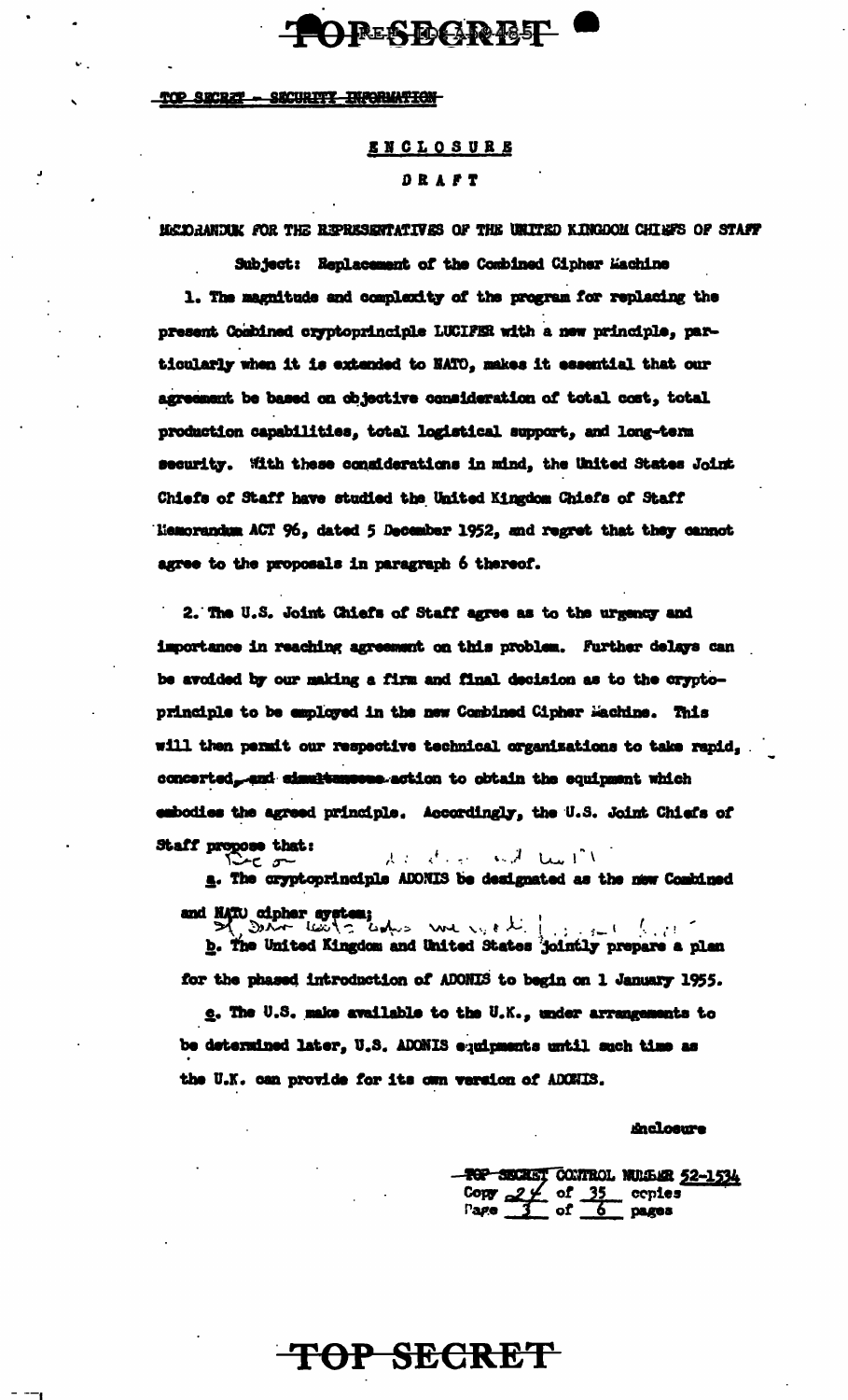TOP SECRET - SECURITY INFORMATION

**ENCLOSURE**

**DRAFT**

MEMORANDUM FOR THE REPRESENTATIVES OF THE UNITED KINGDOM CHIEFS OF STAFF

Subject: Replacement of the Combined Cipher Machine

1. The magnitude and complexity of the program for replacing the present Combined cryptoprinciple LUCIFER with a new principle, particularly when it is extended to NATO, makes it essential that our agreement be based on objective consideration of total cost, total production capabilities, total logistical support, and long-term security. With these considerations in mind, the United States Joint Chiefs of Staff have studied the United Kingdom Chiefs of Staff Memorandum ACT 96, dated 5 December 1952, and regret that they cannot agree to the proposals in paragraph 6 thereof.

2. The U.S. Joint Chiefs of Staff agree as to the urgency and importance in reaching agreement on this problem. Further delays can be avoided by our making a firm and final decision as to the cryptoprinciple to be employed in the new Combined Cipher Machine. This will then permit our respective technical organizations to take rapid, concerted ~~and simultaneous~~ action to obtain the equipment which embodies the agreed principle. Accordingly, the U.S. Joint Chiefs of Staff propose that:

a. The cryptoprinciple ADONIS be designated as the new Combined and NATO cipher system;

b. The United Kingdom and United States jointly prepare a plan for the phased introduction of ADONIS to begin on 1 January 1955.

c. The U.S. make available to the U.K., under arrangements to be determined later, U.S. ADONIS equipments until such time as the U.K. can provide for its own version of ADONIS.

Enclosure

TOP SECRET CONTROL NUMBER 52-1534
Copy 24 of 35 copies
Page 3 of 6 pages

TOP SECRET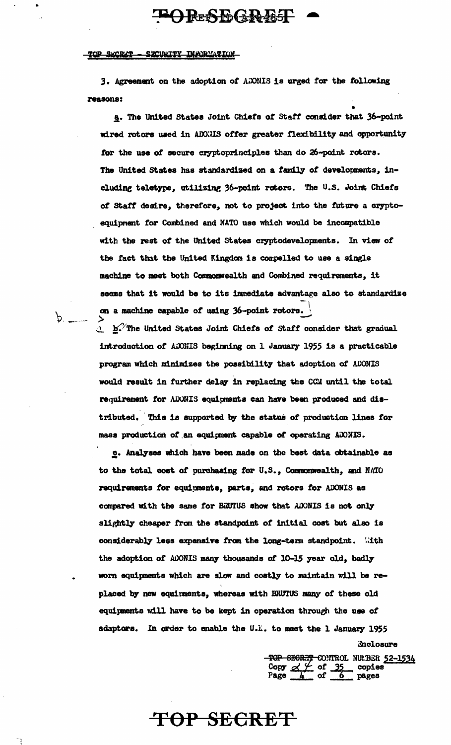TOP SECRET - SECURITY INFORMATION

3. Agreement on the adoption of ADONIS is urged for the following reasons:

a. The United States Joint Chiefs of Staff consider that 36-point wired rotors used in ADONIS offer greater flexibility and opportunity for the use of secure cryptoprinciples than do 26-point rotors. The United States has standardized on a family of developments, including teletype, utilizing 36-point rotors. The U.S. Joint Chiefs of Staff desire, therefore, not to project into the future a cryptoequipment for Combined and NATO use which would be incompatible with the rest of the United States cryptodevelopments. In view of the fact that the United Kingdom is compelled to use a single machine to meet both Commonwealth and Combined requirements, it seems that it would be to its immediate advantage also to standardize on a machine capable of using 36-point rotors.

b. The United States Joint Chiefs of Staff consider that gradual introduction of ADONIS beginning on 1 January 1955 is a practicable program which minimizes the possibility that adoption of ADONIS would result in further delay in replacing the CCM until the total requirement for ADONIS equipments can have been produced and distributed. This is supported by the status of production lines for mass production of an equipment capable of operating ADONIS.

c. Analyses which have been made on the best data obtainable as to the total cost of purchasing for U.S., Commonwealth, and NATO requirements for equipments, parts, and rotors for ADONIS as compared with the same for BRUTUS show that ADONIS is not only slightly cheaper from the standpoint of initial cost but also is considerably less expensive from the long-term standpoint. With the adoption of ADONIS many thousands of 10-15 year old, badly worn equipments which are slow and costly to maintain will be replaced by new equipments, whereas with BRUTUS many of these old equipments will have to be kept in operation through the use of adaptors. In order to enable the U.K. to meet the 1 January 1955

Enclosure

TOP SECRET CONTROL NUMBER 52-1534
Copy 24 of 35 copies
Page 4 of 6 pages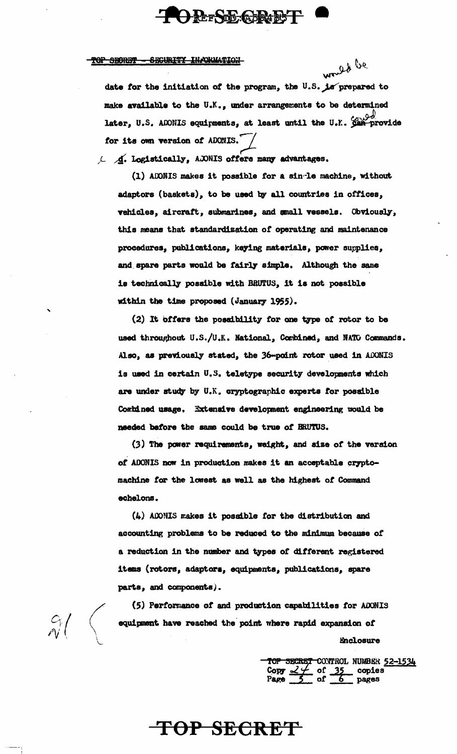date for the initiation of the program, the U.S. ~~is~~ would be prepared to make available to the U.K., under arrangements to be determined later, U.S. ADONIS equipments, at least until the U.K. ~~can~~ could provide for its own version of ADONIS.

d. Logistically, ADONIS offers many advantages.

(1) ADONIS makes it possible for a single machine, without adaptors (baskets), to be used by all countries in offices, vehicles, aircraft, submarines, and small vessels. Obviously, this means that standardization of operating and maintenance procedures, publications, keying materials, power supplies, and spare parts would be fairly simple. Although the same is technically possible with BRUTUS, it is not possible within the time proposed (January 1955).

(2) It offers the possibility for one type of rotor to be used throughout U.S./U.K. National, Combined, and NATO Commands. Also, as previously stated, the 36-point rotor used in ADONIS is used in certain U.S. teletype security developments which are under study by U.K. cryptographic experts for possible Combined usage. Extensive development engineering would be needed before the same could be true of BRUTUS.

(3) The power requirements, weight, and size of the version of ADONIS now in production makes it an acceptable cryptomachine for the lowest as well as the highest of Command echelons.

(4) ADONIS makes it possible for the distribution and accounting problems to be reduced to the minimum because of a reduction in the number and types of different registered items (rotors, adaptors, equipments, publications, spare parts, and components).

(5) Performance of and production capabilities for ADONIS equipment have reached the point where rapid expansion of

Enclosure

TOP SECRET CONTROL NUMBER 52-1534
Copy 24 of 35 copies
Page 5 of 6 pages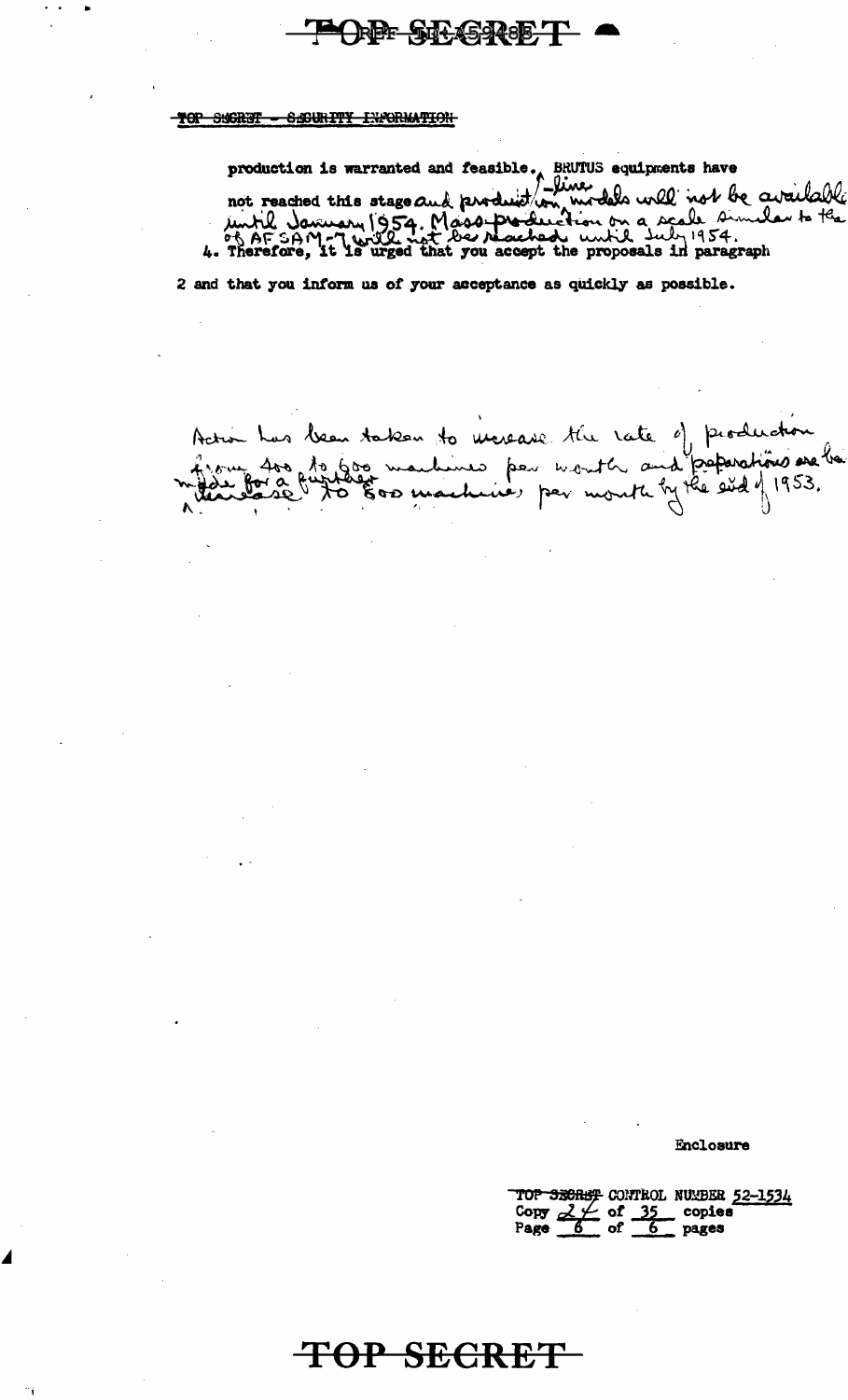TOP SECRET - SECURITY INFORMATION

production is warranted and feasible. BRUTUS equipments have not reached this stage and production-line models will not be available until January 1954. Mass production on a scale similar to that of AFSAM-7 will not be reached until July 1954.

4. Therefore, it is urged that you accept the proposals in paragraph 2 and that you inform us of your acceptance as quickly as possible.

Action has been taken to increase the rate of production from 400 to 600 machines per month and preparations are being made for a further increase to 800 machines per month by the end of 1953.

Enclosure

TOP SECRET CONTROL NUMBER 52-1534
Copy 24 of 35 copies
Page 6 of 6 pages

TOP SECRET